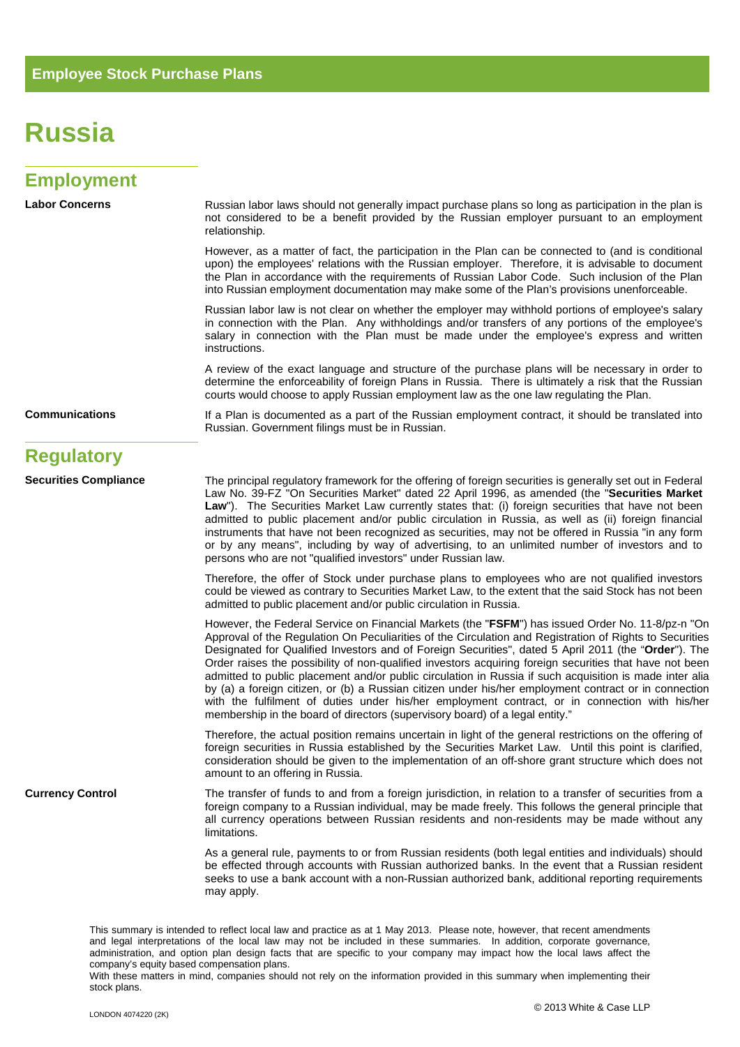## Employee Stock Purchase Plans

# Russia

## Employment

**Labor Concerns**

Russian labor laws should not generally impact purchase plans so long as participation in the plan is not considered to be a benefit provided by the Russian employer pursuant to an employment relationship.

However, as a matter of fact, the participation in the Plan can be connected to (and is conditional upon) the employees' relations with the Russian employer. Therefore, it is advisable to document the Plan in accordance with the requirements of Russian Labor Code. Such inclusion of the Plan into Russian employment documentation may make some of the Plan's provisions unenforceable.

Russian labor law is not clear on whether the employer may withhold portions of employee's salary in connection with the Plan. Any withholdings and/or transfers of any portions of the employee's salary in connection with the Plan must be made under the employee's express and written instructions.

A review of the exact language and structure of the purchase plans will be necessary in order to determine the enforceability of foreign Plans in Russia. There is ultimately a risk that the Russian courts would choose to apply Russian employment law as the one law regulating the Plan.

**Communications**

If a Plan is documented as a part of the Russian employment contract, it should be translated into Russian. Government filings must be in Russian.

## Regulatory

**Securities Compliance**

The principal regulatory framework for the offering of foreign securities is generally set out in Federal Law No. 39-FZ "On Securities Market" dated 22 April 1996, as amended (the "**Securities Market Law**"). The Securities Market Law currently states that: (i) foreign securities that have not been admitted to public placement and/or public circulation in Russia, as well as (ii) foreign financial instruments that have not been recognized as securities, may not be offered in Russia "in any form or by any means", including by way of advertising, to an unlimited number of investors and to persons who are not "qualified investors" under Russian law.

Therefore, the offer of Stock under purchase plans to employees who are not qualified investors could be viewed as contrary to Securities Market Law, to the extent that the said Stock has not been admitted to public placement and/or public circulation in Russia.

However, the Federal Service on Financial Markets (the "**FSFM**") has issued Order No. 11-8/pz-n "On Approval of the Regulation On Peculiarities of the Circulation and Registration of Rights to Securities Designated for Qualified Investors and of Foreign Securities", dated 5 April 2011 (the "**Order**"). The Order raises the possibility of non-qualified investors acquiring foreign securities that have not been admitted to public placement and/or public circulation in Russia if such acquisition is made inter alia by (a) a foreign citizen, or (b) a Russian citizen under his/her employment contract or in connection with the fulfilment of duties under his/her employment contract, or in connection with his/her membership in the board of directors (supervisory board) of a legal entity."

Therefore, the actual position remains uncertain in light of the general restrictions on the offering of foreign securities in Russia established by the Securities Market Law. Until this point is clarified, consideration should be given to the implementation of an off-shore grant structure which does not amount to an offering in Russia.

**Currency Control**

The transfer of funds to and from a foreign jurisdiction, in relation to a transfer of securities from a foreign company to a Russian individual, may be made freely. This follows the general principle that all currency operations between Russian residents and non-residents may be made without any limitations.

As a general rule, payments to or from Russian residents (both legal entities and individuals) should be effected through accounts with Russian authorized banks. In the event that a Russian resident seeks to use a bank account with a non-Russian authorized bank, additional reporting requirements may apply.

This summary is intended to reflect local law and practice as at 1 May 2013. Please note, however, that recent amendments and legal interpretations of the local law may not be included in these summaries. In addition, corporate governance, administration, and option plan design facts that are specific to your company may impact how the local laws affect the company's equity based compensation plans.
With these matters in mind, companies should not rely on the information provided in this summary when implementing their stock plans.

LONDON 4074220 (2K)

© 2013 White & Case LLP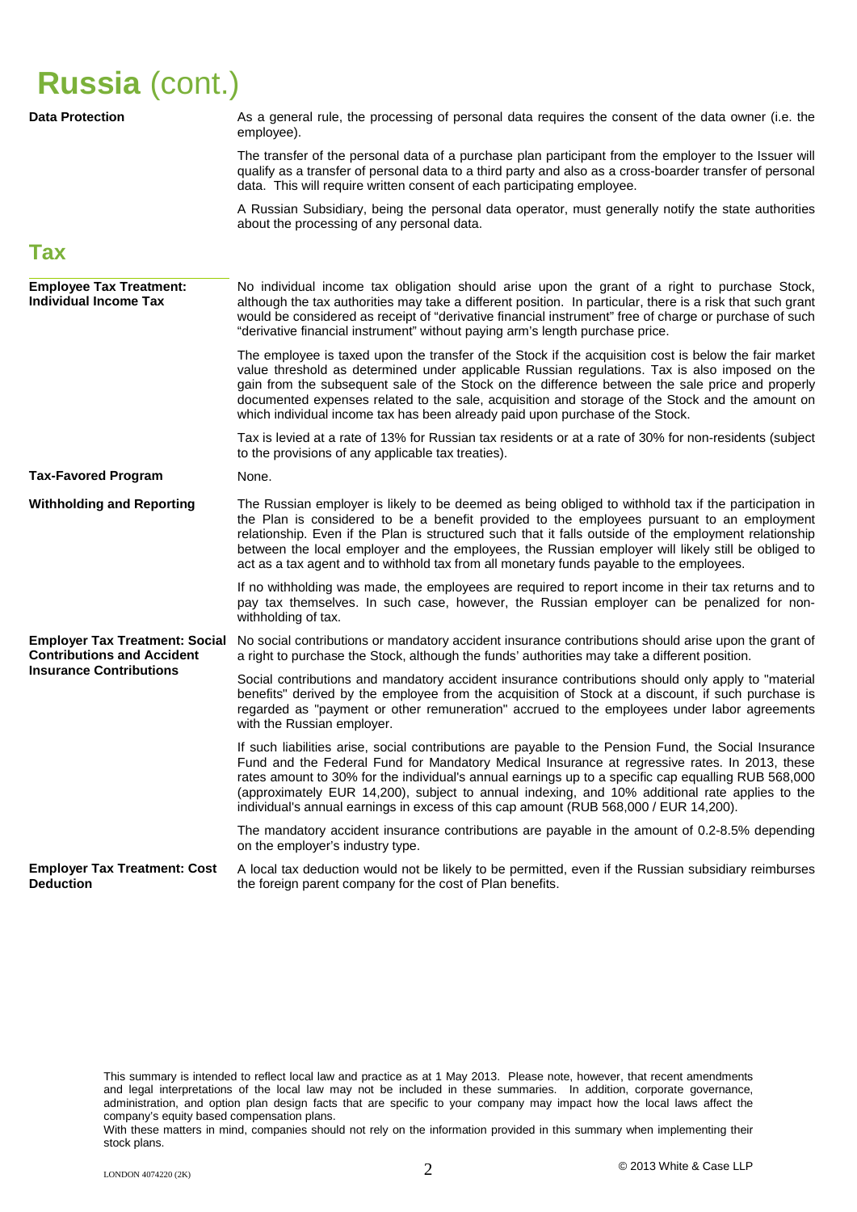# Russia (cont.)

| | |
|---|---|
| **Data Protection** | As a general rule, the processing of personal data requires the consent of the data owner (i.e. the employee).<br><br>The transfer of the personal data of a purchase plan participant from the employer to the Issuer will qualify as a transfer of personal data to a third party and also as a cross-boarder transfer of personal data. This will require written consent of each participating employee.<br><br>A Russian Subsidiary, being the personal data operator, must generally notify the state authorities about the processing of any personal data. |

## Tax

| | |
|---|---|
| **Employee Tax Treatment: Individual Income Tax** | No individual income tax obligation should arise upon the grant of a right to purchase Stock, although the tax authorities may take a different position. In particular, there is a risk that such grant would be considered as receipt of "derivative financial instrument" free of charge or purchase of such "derivative financial instrument" without paying arm's length purchase price.<br><br>The employee is taxed upon the transfer of the Stock if the acquisition cost is below the fair market value threshold as determined under applicable Russian regulations. Tax is also imposed on the gain from the subsequent sale of the Stock on the difference between the sale price and properly documented expenses related to the sale, acquisition and storage of the Stock and the amount on which individual income tax has been already paid upon purchase of the Stock.<br><br>Tax is levied at a rate of 13% for Russian tax residents or at a rate of 30% for non-residents (subject to the provisions of any applicable tax treaties). |
| **Tax-Favored Program** | None. |
| **Withholding and Reporting** | The Russian employer is likely to be deemed as being obliged to withhold tax if the participation in the Plan is considered to be a benefit provided to the employees pursuant to an employment relationship. Even if the Plan is structured such that it falls outside of the employment relationship between the local employer and the employees, the Russian employer will likely still be obliged to act as a tax agent and to withhold tax from all monetary funds payable to the employees.<br><br>If no withholding was made, the employees are required to report income in their tax returns and to pay tax themselves. In such case, however, the Russian employer can be penalized for non-withholding of tax. |
| **Employer Tax Treatment: Social Contributions and Accident Insurance Contributions** | No social contributions or mandatory accident insurance contributions should arise upon the grant of a right to purchase the Stock, although the funds' authorities may take a different position.<br><br>Social contributions and mandatory accident insurance contributions should only apply to "material benefits" derived by the employee from the acquisition of Stock at a discount, if such purchase is regarded as "payment or other remuneration" accrued to the employees under labor agreements with the Russian employer.<br><br>If such liabilities arise, social contributions are payable to the Pension Fund, the Social Insurance Fund and the Federal Fund for Mandatory Medical Insurance at regressive rates. In 2013, these rates amount to 30% for the individual's annual earnings up to a specific cap equalling RUB 568,000 (approximately EUR 14,200), subject to annual indexing, and 10% additional rate applies to the individual's annual earnings in excess of this cap amount (RUB 568,000 / EUR 14,200).<br><br>The mandatory accident insurance contributions are payable in the amount of 0.2-8.5% depending on the employer's industry type. |
| **Employer Tax Treatment: Cost Deduction** | A local tax deduction would not be likely to be permitted, even if the Russian subsidiary reimburses the foreign parent company for the cost of Plan benefits. |

This summary is intended to reflect local law and practice as at 1 May 2013. Please note, however, that recent amendments and legal interpretations of the local law may not be included in these summaries. In addition, corporate governance, administration, and option plan design facts that are specific to your company may impact how the local laws affect the company's equity based compensation plans.
With these matters in mind, companies should not rely on the information provided in this summary when implementing their stock plans.

LONDON 4074220 (2K)

© 2013 White & Case LLP